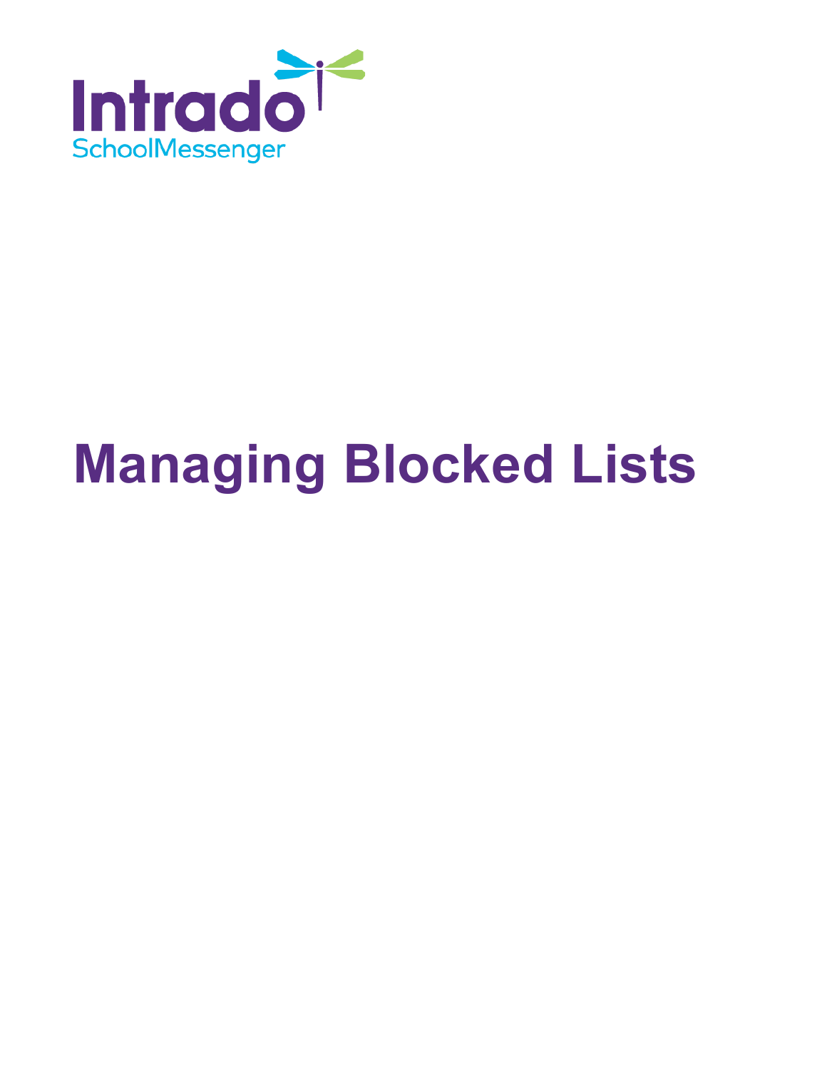Intrado

SchoolMessenger

# Managing Blocked Lists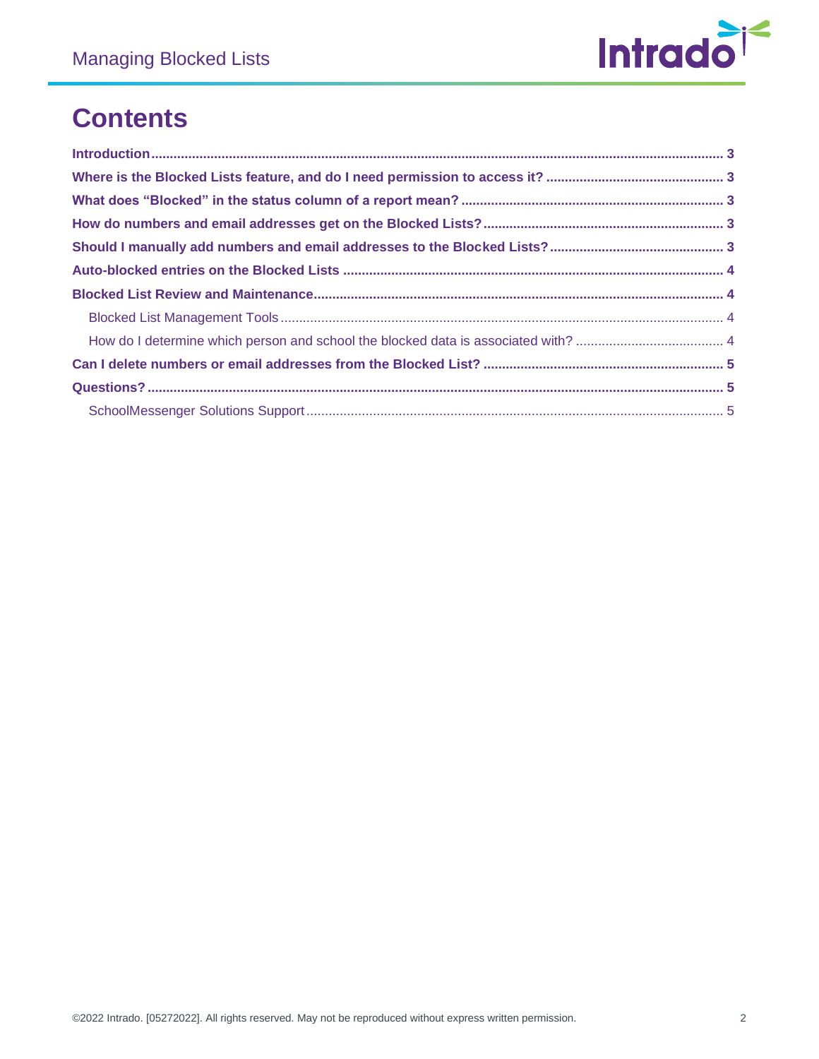# Contents

**Introduction** ........................................................................................................................................................ **3**

**Where is the Blocked Lists feature, and do I need permission to access it?** .............................................. **3**

**What does "Blocked" in the status column of a report mean?** ...................................................................... **3**

**How do numbers and email addresses get on the Blocked Lists?** ................................................................ **3**

**Should I manually add numbers and email addresses to the Blocked Lists?** .............................................. **3**

**Auto-blocked entries on the Blocked Lists** ..................................................................................................... **4**

**Blocked List Review and Maintenance** ............................................................................................................ **4**

- Blocked List Management Tools ...................................................................................................................... 4
- How do I determine which person and school the blocked data is associated with? ........................................ 4

**Can I delete numbers or email addresses from the Blocked List?** ................................................................ **5**

**Questions?** ....................................................................................................................................................... **5**

- SchoolMessenger Solutions Support ................................................................................................................ 5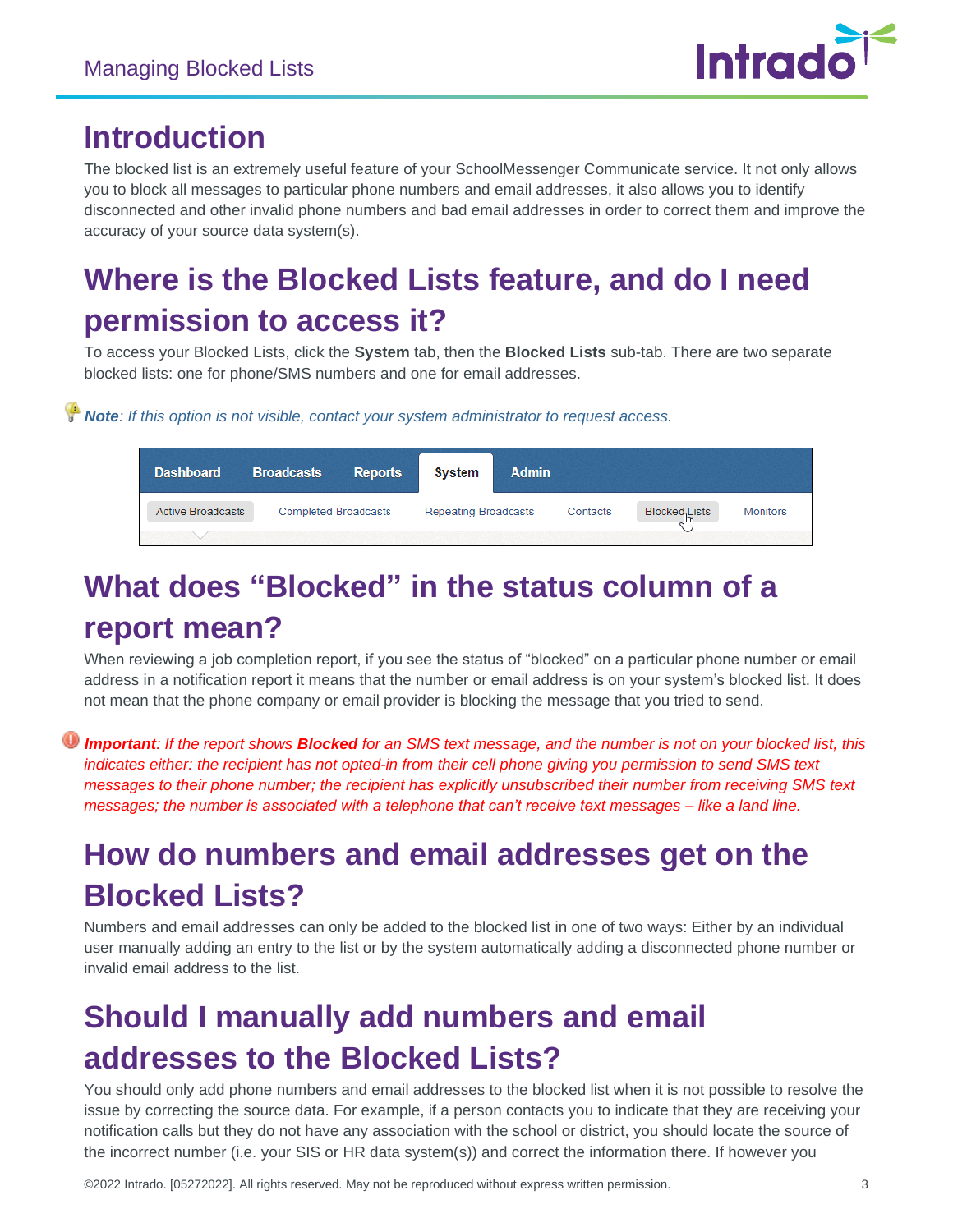# Introduction

The blocked list is an extremely useful feature of your SchoolMessenger Communicate service. It not only allows you to block all messages to particular phone numbers and email addresses, it also allows you to identify disconnected and other invalid phone numbers and bad email addresses in order to correct them and improve the accuracy of your source data system(s).

# Where is the Blocked Lists feature, and do I need permission to access it?

To access your Blocked Lists, click the **System** tab, then the **Blocked Lists** sub-tab. There are two separate blocked lists: one for phone/SMS numbers and one for email addresses.

***Note**: If this option is not visible, contact your system administrator to request access.*

# What does "Blocked" in the status column of a report mean?

When reviewing a job completion report, if you see the status of "blocked" on a particular phone number or email address in a notification report it means that the number or email address is on your system's blocked list. It does not mean that the phone company or email provider is blocking the message that you tried to send.

***Important**: If the report shows **Blocked** for an SMS text message, and the number is not on your blocked list, this indicates either: the recipient has not opted-in from their cell phone giving you permission to send SMS text messages to their phone number; the recipient has explicitly unsubscribed their number from receiving SMS text messages; the number is associated with a telephone that can't receive text messages – like a land line.*

# How do numbers and email addresses get on the Blocked Lists?

Numbers and email addresses can only be added to the blocked list in one of two ways: Either by an individual user manually adding an entry to the list or by the system automatically adding a disconnected phone number or invalid email address to the list.

# Should I manually add numbers and email addresses to the Blocked Lists?

You should only add phone numbers and email addresses to the blocked list when it is not possible to resolve the issue by correcting the source data. For example, if a person contacts you to indicate that they are receiving your notification calls but they do not have any association with the school or district, you should locate the source of the incorrect number (i.e. your SIS or HR data system(s)) and correct the information there. If however you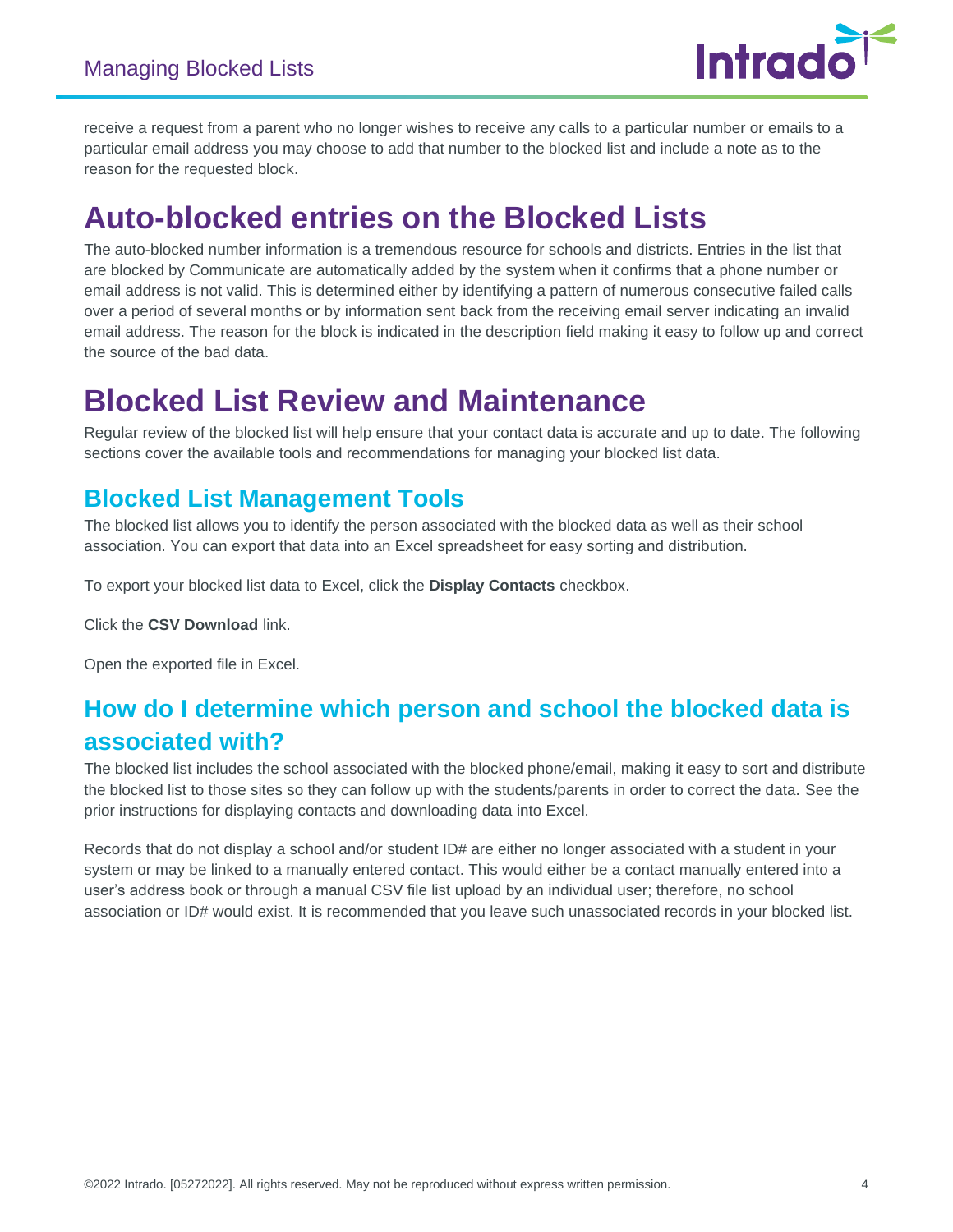receive a request from a parent who no longer wishes to receive any calls to a particular number or emails to a particular email address you may choose to add that number to the blocked list and include a note as to the reason for the requested block.

# Auto-blocked entries on the Blocked Lists

The auto-blocked number information is a tremendous resource for schools and districts. Entries in the list that are blocked by Communicate are automatically added by the system when it confirms that a phone number or email address is not valid. This is determined either by identifying a pattern of numerous consecutive failed calls over a period of several months or by information sent back from the receiving email server indicating an invalid email address. The reason for the block is indicated in the description field making it easy to follow up and correct the source of the bad data.

# Blocked List Review and Maintenance

Regular review of the blocked list will help ensure that your contact data is accurate and up to date. The following sections cover the available tools and recommendations for managing your blocked list data.

## Blocked List Management Tools

The blocked list allows you to identify the person associated with the blocked data as well as their school association. You can export that data into an Excel spreadsheet for easy sorting and distribution.

To export your blocked list data to Excel, click the **Display Contacts** checkbox.

Click the **CSV Download** link.

Open the exported file in Excel.

## How do I determine which person and school the blocked data is associated with?

The blocked list includes the school associated with the blocked phone/email, making it easy to sort and distribute the blocked list to those sites so they can follow up with the students/parents in order to correct the data. See the prior instructions for displaying contacts and downloading data into Excel.

Records that do not display a school and/or student ID# are either no longer associated with a student in your system or may be linked to a manually entered contact. This would either be a contact manually entered into a user's address book or through a manual CSV file list upload by an individual user; therefore, no school association or ID# would exist. It is recommended that you leave such unassociated records in your blocked list.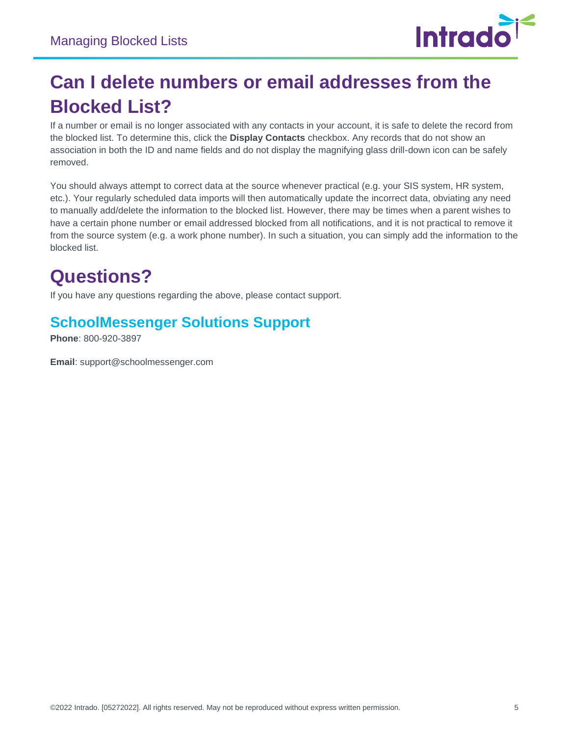# Can I delete numbers or email addresses from the Blocked List?

If a number or email is no longer associated with any contacts in your account, it is safe to delete the record from the blocked list. To determine this, click the **Display Contacts** checkbox. Any records that do not show an association in both the ID and name fields and do not display the magnifying glass drill-down icon can be safely removed.

You should always attempt to correct data at the source whenever practical (e.g. your SIS system, HR system, etc.). Your regularly scheduled data imports will then automatically update the incorrect data, obviating any need to manually add/delete the information to the blocked list. However, there may be times when a parent wishes to have a certain phone number or email addressed blocked from all notifications, and it is not practical to remove it from the source system (e.g. a work phone number). In such a situation, you can simply add the information to the blocked list.

# Questions?

If you have any questions regarding the above, please contact support.

## SchoolMessenger Solutions Support

**Phone**: 800-920-3897

**Email**: support@schoolmessenger.com